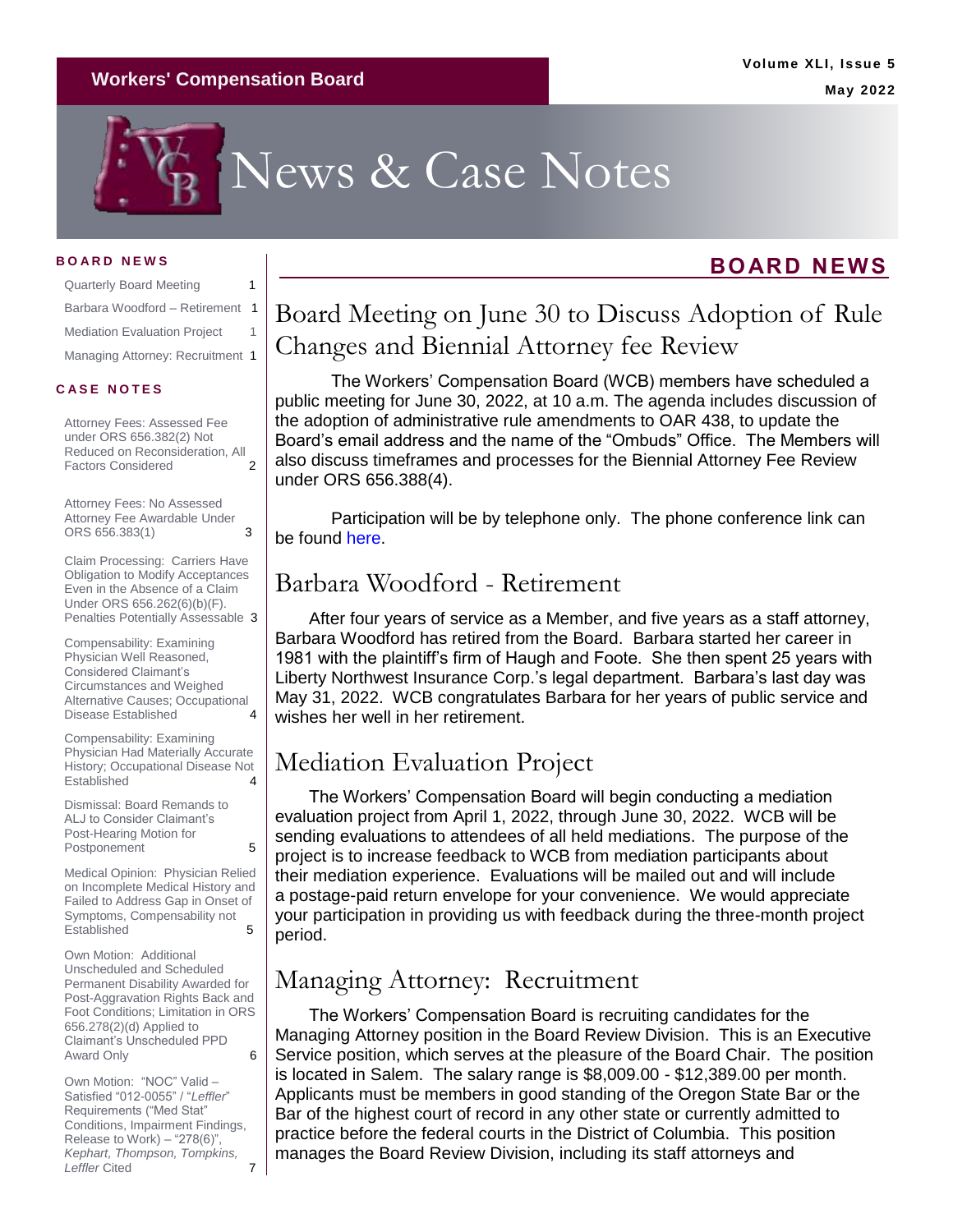Workers' Compensation Board

Volume XLI, Issue 5

May 2022

# News & Case Notes

**BOARD NEWS**

| | |
|---|---|
| Quarterly Board Meeting | 1 |
| Barbara Woodford – Retirement | 1 |
| Mediation Evaluation Project | 1 |
| Managing Attorney: Recruitment | 1 |

**CASE NOTES**

| | |
|---|---|
| Attorney Fees: Assessed Fee under ORS 656.382(2) Not Reduced on Reconsideration, All Factors Considered | 2 |
| Attorney Fees: No Assessed Attorney Fee Awardable Under ORS 656.383(1) | 3 |
| Claim Processing: Carriers Have Obligation to Modify Acceptances Even in the Absence of a Claim Under ORS 656.262(6)(b)(F). Penalties Potentially Assessable | 3 |
| Compensability: Examining Physician Well Reasoned, Considered Claimant's Circumstances and Weighed Alternative Causes; Occupational Disease Established | 4 |
| Compensability: Examining Physician Had Materially Accurate History; Occupational Disease Not Established | 4 |
| Dismissal: Board Remands to ALJ to Consider Claimant's Post-Hearing Motion for Postponement | 5 |
| Medical Opinion: Physician Relied on Incomplete Medical History and Failed to Address Gap in Onset of Symptoms, Compensability not Established | 5 |
| Own Motion: Additional Unscheduled and Scheduled Permanent Disability Awarded for Post-Aggravation Rights Back and Foot Conditions; Limitation in ORS 656.278(2)(d) Applied to Claimant's Unscheduled PPD Award Only | 6 |
| Own Motion: "NOC" Valid – Satisfied "012-0055" / "*Leffler*" Requirements ("Med Stat" Conditions, Impairment Findings, Release to Work) – "278(6)", *Kephart, Thompson, Tompkins, Leffler* Cited | 7 |

## BOARD NEWS

## Board Meeting on June 30 to Discuss Adoption of Rule Changes and Biennial Attorney fee Review

The Workers' Compensation Board (WCB) members have scheduled a public meeting for June 30, 2022, at 10 a.m. The agenda includes discussion of the adoption of administrative rule amendments to OAR 438, to update the Board's email address and the name of the "Ombuds" Office. The Members will also discuss timeframes and processes for the Biennial Attorney Fee Review under ORS 656.388(4).

Participation will be by telephone only. The phone conference link can be found here.

## Barbara Woodford - Retirement

After four years of service as a Member, and five years as a staff attorney, Barbara Woodford has retired from the Board. Barbara started her career in 1981 with the plaintiff's firm of Haugh and Foote. She then spent 25 years with Liberty Northwest Insurance Corp.'s legal department. Barbara's last day was May 31, 2022. WCB congratulates Barbara for her years of public service and wishes her well in her retirement.

## Mediation Evaluation Project

The Workers' Compensation Board will begin conducting a mediation evaluation project from April 1, 2022, through June 30, 2022. WCB will be sending evaluations to attendees of all held mediations. The purpose of the project is to increase feedback to WCB from mediation participants about their mediation experience. Evaluations will be mailed out and will include a postage-paid return envelope for your convenience. We would appreciate your participation in providing us with feedback during the three-month project period.

## Managing Attorney: Recruitment

The Workers' Compensation Board is recruiting candidates for the Managing Attorney position in the Board Review Division. This is an Executive Service position, which serves at the pleasure of the Board Chair. The position is located in Salem. The salary range is $8,009.00 - $12,389.00 per month. Applicants must be members in good standing of the Oregon State Bar or the Bar of the highest court of record in any other state or currently admitted to practice before the federal courts in the District of Columbia. This position manages the Board Review Division, including its staff attorneys and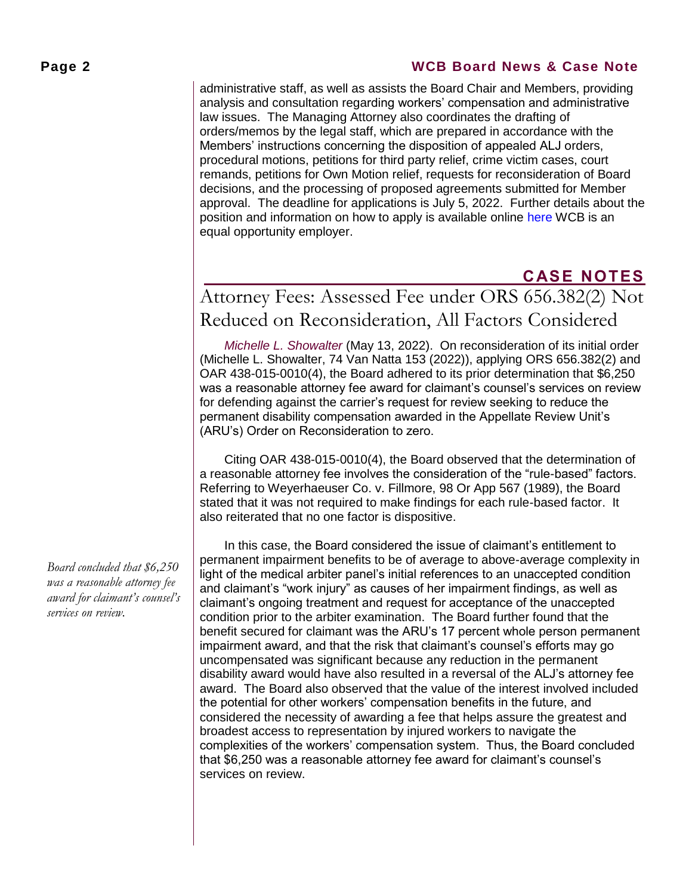administrative staff, as well as assists the Board Chair and Members, providing analysis and consultation regarding workers' compensation and administrative law issues. The Managing Attorney also coordinates the drafting of orders/memos by the legal staff, which are prepared in accordance with the Members' instructions concerning the disposition of appealed ALJ orders, procedural motions, petitions for third party relief, crime victim cases, court remands, petitions for Own Motion relief, requests for reconsideration of Board decisions, and the processing of proposed agreements submitted for Member approval. The deadline for applications is July 5, 2022. Further details about the position and information on how to apply is available online here WCB is an equal opportunity employer.

## CASE NOTES

### Attorney Fees: Assessed Fee under ORS 656.382(2) Not Reduced on Reconsideration, All Factors Considered

*Michelle L. Showalter* (May 13, 2022). On reconsideration of its initial order (Michelle L. Showalter, 74 Van Natta 153 (2022)), applying ORS 656.382(2) and OAR 438-015-0010(4), the Board adhered to its prior determination that $6,250 was a reasonable attorney fee award for claimant's counsel's services on review for defending against the carrier's request for review seeking to reduce the permanent disability compensation awarded in the Appellate Review Unit's (ARU's) Order on Reconsideration to zero.

Citing OAR 438-015-0010(4), the Board observed that the determination of a reasonable attorney fee involves the consideration of the "rule-based" factors. Referring to Weyerhaeuser Co. v. Fillmore, 98 Or App 567 (1989), the Board stated that it was not required to make findings for each rule-based factor. It also reiterated that no one factor is dispositive.

*Board concluded that $6,250 was a reasonable attorney fee award for claimant's counsel's services on review.*

In this case, the Board considered the issue of claimant's entitlement to permanent impairment benefits to be of average to above-average complexity in light of the medical arbiter panel's initial references to an unaccepted condition and claimant's "work injury" as causes of her impairment findings, as well as claimant's ongoing treatment and request for acceptance of the unaccepted condition prior to the arbiter examination. The Board further found that the benefit secured for claimant was the ARU's 17 percent whole person permanent impairment award, and that the risk that claimant's counsel's efforts may go uncompensated was significant because any reduction in the permanent disability award would have also resulted in a reversal of the ALJ's attorney fee award. The Board also observed that the value of the interest involved included the potential for other workers' compensation benefits in the future, and considered the necessity of awarding a fee that helps assure the greatest and broadest access to representation by injured workers to navigate the complexities of the workers' compensation system. Thus, the Board concluded that $6,250 was a reasonable attorney fee award for claimant's counsel's services on review.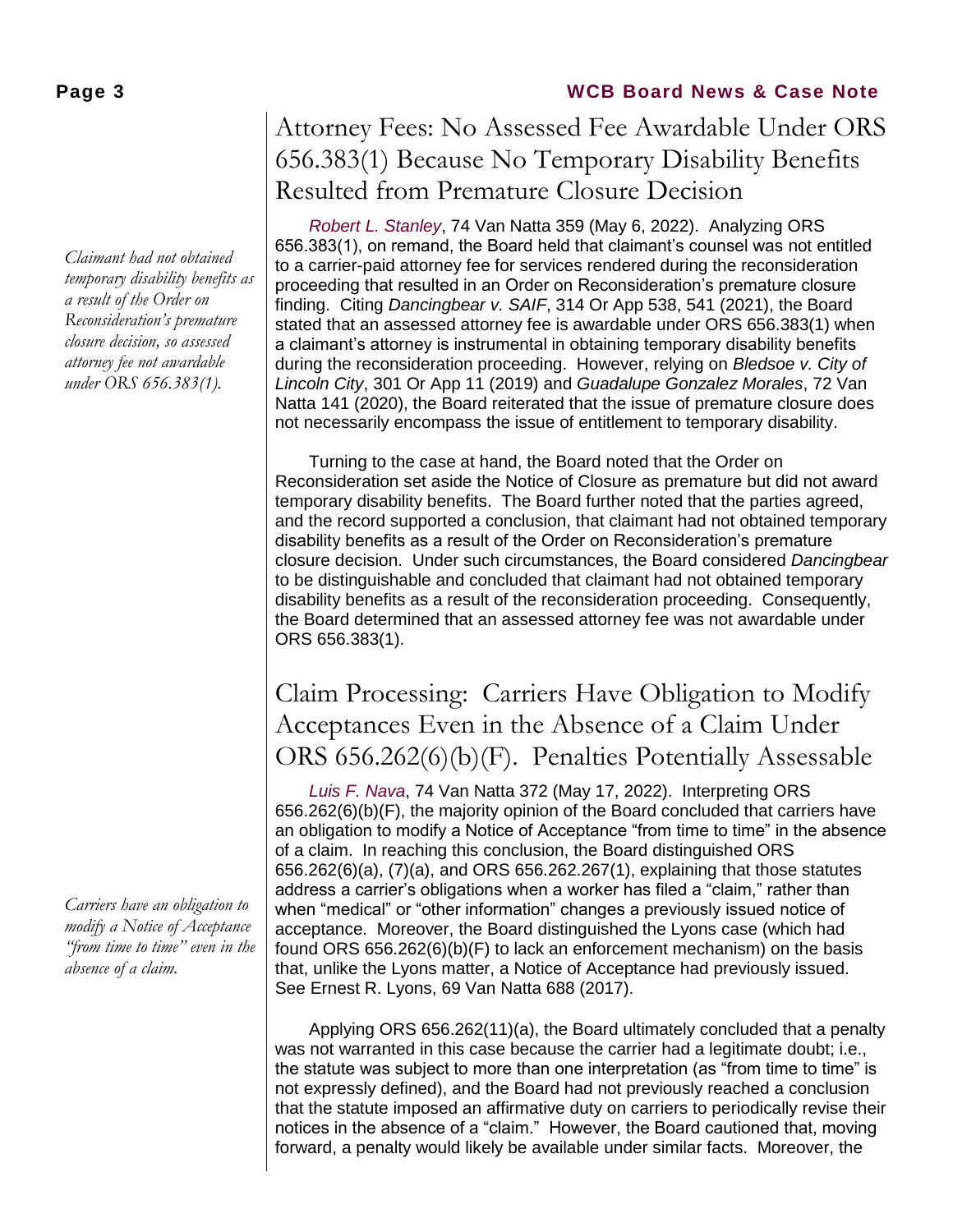## Attorney Fees: No Assessed Fee Awardable Under ORS 656.383(1) Because No Temporary Disability Benefits Resulted from Premature Closure Decision

*Claimant had not obtained temporary disability benefits as a result of the Order on Reconsideration's premature closure decision, so assessed attorney fee not awardable under ORS 656.383(1).*

*Robert L. Stanley*, 74 Van Natta 359 (May 6, 2022). Analyzing ORS 656.383(1), on remand, the Board held that claimant's counsel was not entitled to a carrier-paid attorney fee for services rendered during the reconsideration proceeding that resulted in an Order on Reconsideration's premature closure finding. Citing *Dancingbear v. SAIF*, 314 Or App 538, 541 (2021), the Board stated that an assessed attorney fee is awardable under ORS 656.383(1) when a claimant's attorney is instrumental in obtaining temporary disability benefits during the reconsideration proceeding. However, relying on *Bledsoe v. City of Lincoln City*, 301 Or App 11 (2019) and *Guadalupe Gonzalez Morales*, 72 Van Natta 141 (2020), the Board reiterated that the issue of premature closure does not necessarily encompass the issue of entitlement to temporary disability.

Turning to the case at hand, the Board noted that the Order on Reconsideration set aside the Notice of Closure as premature but did not award temporary disability benefits. The Board further noted that the parties agreed, and the record supported a conclusion, that claimant had not obtained temporary disability benefits as a result of the Order on Reconsideration's premature closure decision. Under such circumstances, the Board considered *Dancingbear* to be distinguishable and concluded that claimant had not obtained temporary disability benefits as a result of the reconsideration proceeding. Consequently, the Board determined that an assessed attorney fee was not awardable under ORS 656.383(1).

## Claim Processing: Carriers Have Obligation to Modify Acceptances Even in the Absence of a Claim Under ORS 656.262(6)(b)(F). Penalties Potentially Assessable

*Carriers have an obligation to modify a Notice of Acceptance "from time to time" even in the absence of a claim.*

*Luis F. Nava*, 74 Van Natta 372 (May 17, 2022). Interpreting ORS 656.262(6)(b)(F), the majority opinion of the Board concluded that carriers have an obligation to modify a Notice of Acceptance "from time to time" in the absence of a claim. In reaching this conclusion, the Board distinguished ORS 656.262(6)(a), (7)(a), and ORS 656.262.267(1), explaining that those statutes address a carrier's obligations when a worker has filed a "claim," rather than when "medical" or "other information" changes a previously issued notice of acceptance. Moreover, the Board distinguished the Lyons case (which had found ORS 656.262(6)(b)(F) to lack an enforcement mechanism) on the basis that, unlike the Lyons matter, a Notice of Acceptance had previously issued. See Ernest R. Lyons, 69 Van Natta 688 (2017).

Applying ORS 656.262(11)(a), the Board ultimately concluded that a penalty was not warranted in this case because the carrier had a legitimate doubt; i.e., the statute was subject to more than one interpretation (as "from time to time" is not expressly defined), and the Board had not previously reached a conclusion that the statute imposed an affirmative duty on carriers to periodically revise their notices in the absence of a "claim." However, the Board cautioned that, moving forward, a penalty would likely be available under similar facts. Moreover, the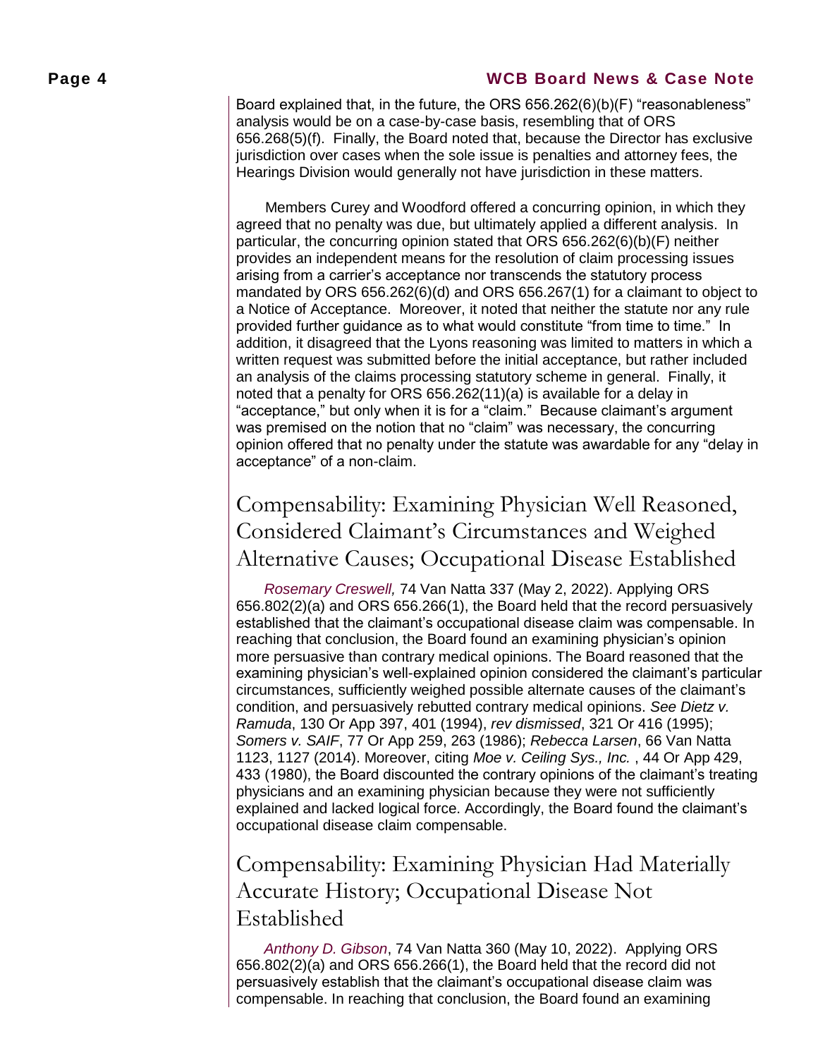Board explained that, in the future, the ORS 656.262(6)(b)(F) "reasonableness" analysis would be on a case-by-case basis, resembling that of ORS 656.268(5)(f). Finally, the Board noted that, because the Director has exclusive jurisdiction over cases when the sole issue is penalties and attorney fees, the Hearings Division would generally not have jurisdiction in these matters.

Members Curey and Woodford offered a concurring opinion, in which they agreed that no penalty was due, but ultimately applied a different analysis. In particular, the concurring opinion stated that ORS 656.262(6)(b)(F) neither provides an independent means for the resolution of claim processing issues arising from a carrier's acceptance nor transcends the statutory process mandated by ORS 656.262(6)(d) and ORS 656.267(1) for a claimant to object to a Notice of Acceptance. Moreover, it noted that neither the statute nor any rule provided further guidance as to what would constitute "from time to time." In addition, it disagreed that the Lyons reasoning was limited to matters in which a written request was submitted before the initial acceptance, but rather included an analysis of the claims processing statutory scheme in general. Finally, it noted that a penalty for ORS 656.262(11)(a) is available for a delay in "acceptance," but only when it is for a "claim." Because claimant's argument was premised on the notion that no "claim" was necessary, the concurring opinion offered that no penalty under the statute was awardable for any "delay in acceptance" of a non-claim.

## Compensability: Examining Physician Well Reasoned, Considered Claimant's Circumstances and Weighed Alternative Causes; Occupational Disease Established

*Rosemary Creswell,* 74 Van Natta 337 (May 2, 2022). Applying ORS 656.802(2)(a) and ORS 656.266(1), the Board held that the record persuasively established that the claimant's occupational disease claim was compensable. In reaching that conclusion, the Board found an examining physician's opinion more persuasive than contrary medical opinions. The Board reasoned that the examining physician's well-explained opinion considered the claimant's particular circumstances, sufficiently weighed possible alternate causes of the claimant's condition, and persuasively rebutted contrary medical opinions. *See Dietz v. Ramuda*, 130 Or App 397, 401 (1994), *rev dismissed*, 321 Or 416 (1995); *Somers v. SAIF*, 77 Or App 259, 263 (1986); *Rebecca Larsen*, 66 Van Natta 1123, 1127 (2014). Moreover, citing *Moe v. Ceiling Sys., Inc.* , 44 Or App 429, 433 (1980), the Board discounted the contrary opinions of the claimant's treating physicians and an examining physician because they were not sufficiently explained and lacked logical force. Accordingly, the Board found the claimant's occupational disease claim compensable.

## Compensability: Examining Physician Had Materially Accurate History; Occupational Disease Not Established

*Anthony D. Gibson*, 74 Van Natta 360 (May 10, 2022). Applying ORS 656.802(2)(a) and ORS 656.266(1), the Board held that the record did not persuasively establish that the claimant's occupational disease claim was compensable. In reaching that conclusion, the Board found an examining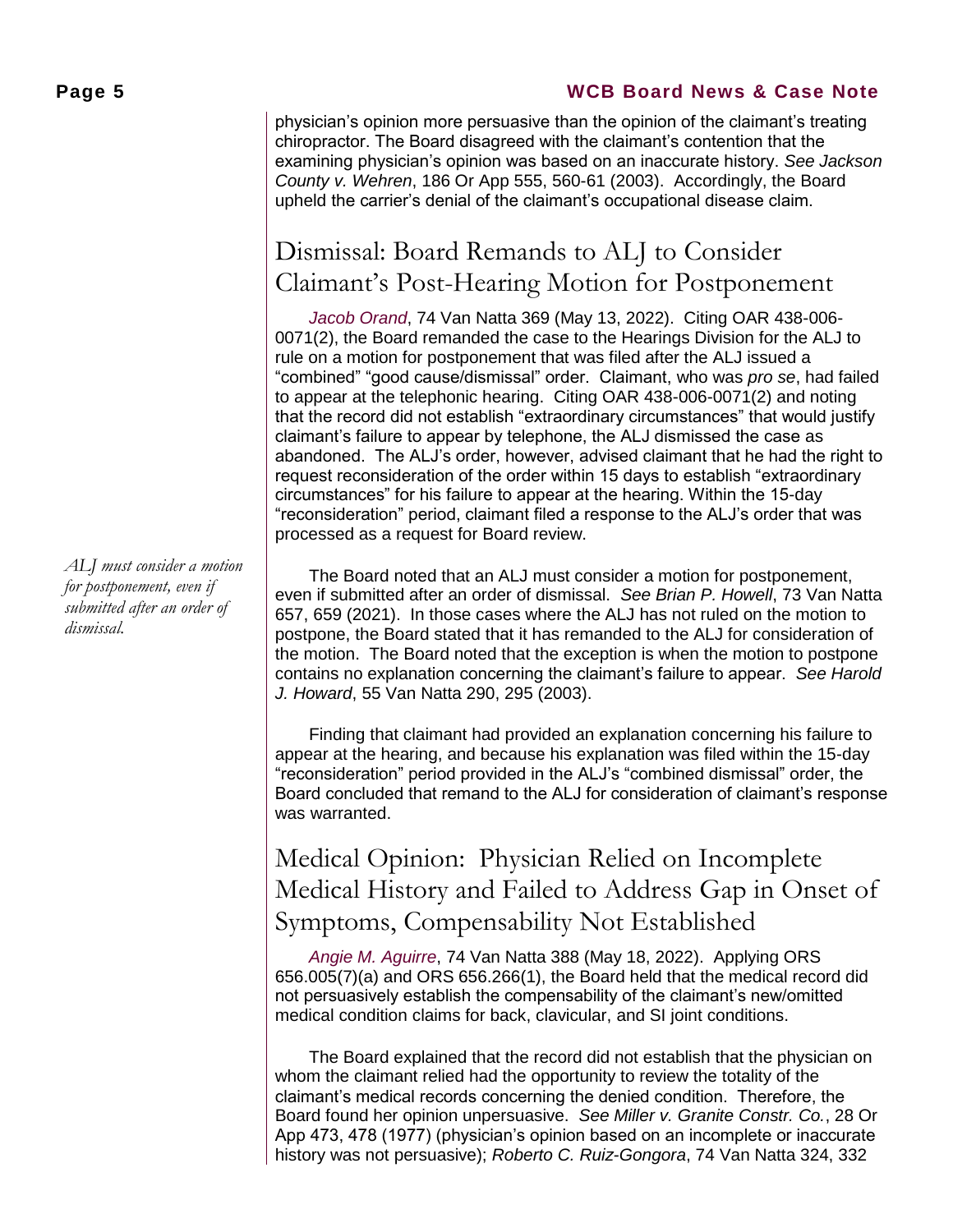physician's opinion more persuasive than the opinion of the claimant's treating chiropractor. The Board disagreed with the claimant's contention that the examining physician's opinion was based on an inaccurate history. *See Jackson County v. Wehren*, 186 Or App 555, 560-61 (2003). Accordingly, the Board upheld the carrier's denial of the claimant's occupational disease claim.

## Dismissal: Board Remands to ALJ to Consider Claimant's Post-Hearing Motion for Postponement

*Jacob Orand*, 74 Van Natta 369 (May 13, 2022). Citing OAR 438-006-0071(2), the Board remanded the case to the Hearings Division for the ALJ to rule on a motion for postponement that was filed after the ALJ issued a "combined" "good cause/dismissal" order. Claimant, who was *pro se*, had failed to appear at the telephonic hearing. Citing OAR 438-006-0071(2) and noting that the record did not establish "extraordinary circumstances" that would justify claimant's failure to appear by telephone, the ALJ dismissed the case as abandoned. The ALJ's order, however, advised claimant that he had the right to request reconsideration of the order within 15 days to establish "extraordinary circumstances" for his failure to appear at the hearing. Within the 15-day "reconsideration" period, claimant filed a response to the ALJ's order that was processed as a request for Board review.

*ALJ must consider a motion for postponement, even if submitted after an order of dismissal.*

The Board noted that an ALJ must consider a motion for postponement, even if submitted after an order of dismissal. *See Brian P. Howell*, 73 Van Natta 657, 659 (2021). In those cases where the ALJ has not ruled on the motion to postpone, the Board stated that it has remanded to the ALJ for consideration of the motion. The Board noted that the exception is when the motion to postpone contains no explanation concerning the claimant's failure to appear. *See Harold J. Howard*, 55 Van Natta 290, 295 (2003).

Finding that claimant had provided an explanation concerning his failure to appear at the hearing, and because his explanation was filed within the 15-day "reconsideration" period provided in the ALJ's "combined dismissal" order, the Board concluded that remand to the ALJ for consideration of claimant's response was warranted.

## Medical Opinion: Physician Relied on Incomplete Medical History and Failed to Address Gap in Onset of Symptoms, Compensability Not Established

*Angie M. Aguirre*, 74 Van Natta 388 (May 18, 2022). Applying ORS 656.005(7)(a) and ORS 656.266(1), the Board held that the medical record did not persuasively establish the compensability of the claimant's new/omitted medical condition claims for back, clavicular, and SI joint conditions.

The Board explained that the record did not establish that the physician on whom the claimant relied had the opportunity to review the totality of the claimant's medical records concerning the denied condition. Therefore, the Board found her opinion unpersuasive. *See Miller v. Granite Constr. Co.*, 28 Or App 473, 478 (1977) (physician's opinion based on an incomplete or inaccurate history was not persuasive); *Roberto C. Ruiz-Gongora*, 74 Van Natta 324, 332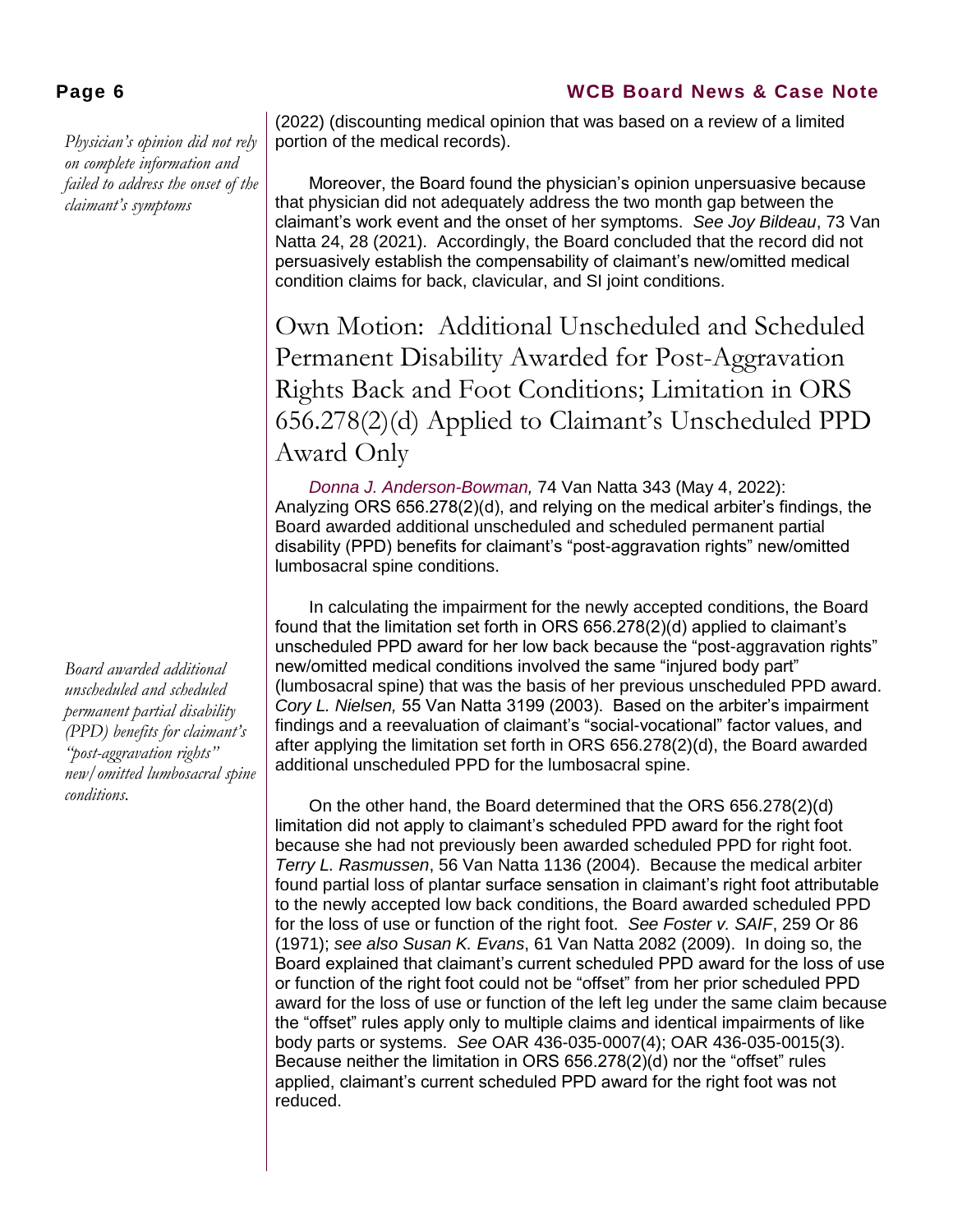(2022) (discounting medical opinion that was based on a review of a limited portion of the medical records).

*Physician's opinion did not rely on complete information and failed to address the onset of the claimant's symptoms*

Moreover, the Board found the physician's opinion unpersuasive because that physician did not adequately address the two month gap between the claimant's work event and the onset of her symptoms. *See Joy Bildeau*, 73 Van Natta 24, 28 (2021). Accordingly, the Board concluded that the record did not persuasively establish the compensability of claimant's new/omitted medical condition claims for back, clavicular, and SI joint conditions.

## Own Motion: Additional Unscheduled and Scheduled Permanent Disability Awarded for Post-Aggravation Rights Back and Foot Conditions; Limitation in ORS 656.278(2)(d) Applied to Claimant's Unscheduled PPD Award Only

*Donna J. Anderson-Bowman,* 74 Van Natta 343 (May 4, 2022): Analyzing ORS 656.278(2)(d), and relying on the medical arbiter's findings, the Board awarded additional unscheduled and scheduled permanent partial disability (PPD) benefits for claimant's "post-aggravation rights" new/omitted lumbosacral spine conditions.

*Board awarded additional unscheduled and scheduled permanent partial disability (PPD) benefits for claimant's "post-aggravation rights" new/omitted lumbosacral spine conditions.*

In calculating the impairment for the newly accepted conditions, the Board found that the limitation set forth in ORS 656.278(2)(d) applied to claimant's unscheduled PPD award for her low back because the "post-aggravation rights" new/omitted medical conditions involved the same "injured body part" (lumbosacral spine) that was the basis of her previous unscheduled PPD award. *Cory L. Nielsen,* 55 Van Natta 3199 (2003). Based on the arbiter's impairment findings and a reevaluation of claimant's "social-vocational" factor values, and after applying the limitation set forth in ORS 656.278(2)(d), the Board awarded additional unscheduled PPD for the lumbosacral spine.

On the other hand, the Board determined that the ORS 656.278(2)(d) limitation did not apply to claimant's scheduled PPD award for the right foot because she had not previously been awarded scheduled PPD for right foot. *Terry L. Rasmussen*, 56 Van Natta 1136 (2004). Because the medical arbiter found partial loss of plantar surface sensation in claimant's right foot attributable to the newly accepted low back conditions, the Board awarded scheduled PPD for the loss of use or function of the right foot. *See Foster v. SAIF*, 259 Or 86 (1971); *see also Susan K. Evans*, 61 Van Natta 2082 (2009). In doing so, the Board explained that claimant's current scheduled PPD award for the loss of use or function of the right foot could not be "offset" from her prior scheduled PPD award for the loss of use or function of the left leg under the same claim because the "offset" rules apply only to multiple claims and identical impairments of like body parts or systems. *See* OAR 436-035-0007(4); OAR 436-035-0015(3). Because neither the limitation in ORS 656.278(2)(d) nor the "offset" rules applied, claimant's current scheduled PPD award for the right foot was not reduced.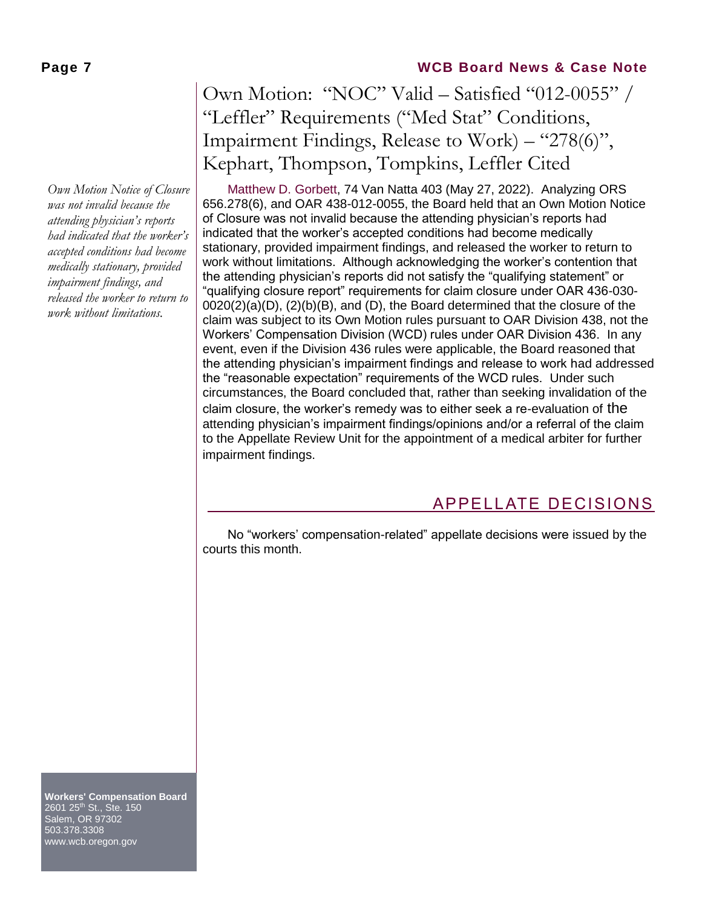## Own Motion: "NOC" Valid – Satisfied "012-0055" / "Leffler" Requirements ("Med Stat" Conditions, Impairment Findings, Release to Work) – "278(6)", Kephart, Thompson, Tompkins, Leffler Cited

*Own Motion Notice of Closure was not invalid because the attending physician's reports had indicated that the worker's accepted conditions had become medically stationary, provided impairment findings, and released the worker to return to work without limitations.*

Matthew D. Gorbett, 74 Van Natta 403 (May 27, 2022). Analyzing ORS 656.278(6), and OAR 438-012-0055, the Board held that an Own Motion Notice of Closure was not invalid because the attending physician's reports had indicated that the worker's accepted conditions had become medically stationary, provided impairment findings, and released the worker to return to work without limitations. Although acknowledging the worker's contention that the attending physician's reports did not satisfy the "qualifying statement" or "qualifying closure report" requirements for claim closure under OAR 436-030-0020(2)(a)(D), (2)(b)(B), and (D), the Board determined that the closure of the claim was subject to its Own Motion rules pursuant to OAR Division 438, not the Workers' Compensation Division (WCD) rules under OAR Division 436. In any event, even if the Division 436 rules were applicable, the Board reasoned that the attending physician's impairment findings and release to work had addressed the "reasonable expectation" requirements of the WCD rules. Under such circumstances, the Board concluded that, rather than seeking invalidation of the claim closure, the worker's remedy was to either seek a re-evaluation of the attending physician's impairment findings/opinions and/or a referral of the claim to the Appellate Review Unit for the appointment of a medical arbiter for further impairment findings.

## APPELLATE DECISIONS

No "workers' compensation-related" appellate decisions were issued by the courts this month.

**Workers' Compensation Board**
2601 25th St., Ste. 150
Salem, OR 97302
503.378.3308
www.wcb.oregon.gov